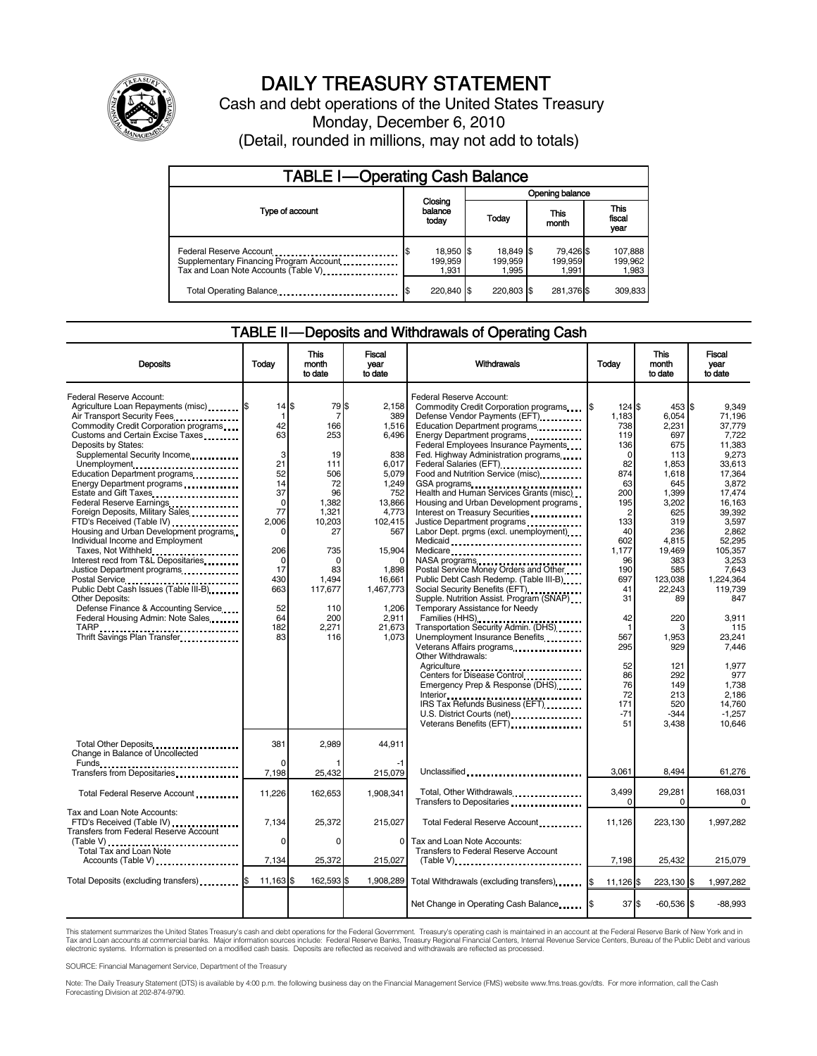# DAILY TREASURY STATEMENT

Cash and debt operations of the United States Treasury

Monday, December 6, 2010

(Detail, rounded in millions, may not add to totals)

## TABLE I—Operating Cash Balance

| Type of account | Closing balance today | Opening balance Today | Opening balance This month | Opening balance This fiscal year |
|---|---|---|---|---|
| Federal Reserve Account | $ 18,950 | $ 18,849 | $ 79,426 | $ 107,888 |
| Supplementary Financing Program Account | 199,959 | 199,959 | 199,959 | 199,962 |
| Tax and Loan Note Accounts (Table V) | 1,931 | 1,995 | 1,991 | 1,983 |
| Total Operating Balance | $ 220,840 | $ 220,803 | $ 281,376 | $ 309,833 |

## TABLE II—Deposits and Withdrawals of Operating Cash

| Deposits | Today | This month to date | Fiscal year to date |
|---|---|---|---|
| Federal Reserve Account: | | | |
| Agriculture Loan Repayments (misc) | $ 14 | $ 79 | $ 2,158 |
| Air Transport Security Fees | 1 | 7 | 389 |
| Commodity Credit Corporation programs | 42 | 166 | 1,516 |
| Customs and Certain Excise Taxes | 63 | 253 | 6,496 |
| Deposits by States: | | | |
| Supplemental Security Income | 3 | 19 | 838 |
| Unemployment | 21 | 111 | 6,017 |
| Education Department programs | 52 | 506 | 5,079 |
| Energy Department programs | 14 | 72 | 1,249 |
| Estate and Gift Taxes | 37 | 96 | 752 |
| Federal Reserve Earnings | 0 | 1,382 | 13,866 |
| Foreign Deposits, Military Sales | 77 | 1,321 | 4,773 |
| FTD's Received (Table IV) | 2,006 | 10,203 | 102,415 |
| Housing and Urban Development programs | 0 | 27 | 567 |
| Individual Income and Employment Taxes, Not Withheld | 206 | 735 | 15,904 |
| Interest recd from T&L Depositaries | 0 | 0 | 0 |
| Justice Department programs | 17 | 83 | 1,898 |
| Postal Service | 430 | 1,494 | 16,661 |
| Public Debt Cash Issues (Table III-B) | 663 | 117,677 | 1,467,773 |
| Other Deposits: | | | |
| Defense Finance & Accounting Service | 52 | 110 | 1,206 |
| Federal Housing Admin: Note Sales | 64 | 200 | 2,911 |
| TARP | 182 | 2,271 | 21,673 |
| Thrift Savings Plan Transfer | 83 | 116 | 1,073 |
| Total Other Deposits | 381 | 2,989 | 44,911 |
| Change in Balance of Uncollected Funds | 0 | 1 | -1 |
| Transfers from Depositaries | 7,198 | 25,432 | 215,079 |
| Total Federal Reserve Account | 11,226 | 162,653 | 1,908,341 |
| Tax and Loan Note Accounts: | | | |
| FTD's Received (Table IV) | 7,134 | 25,372 | 215,027 |
| Transfers from Federal Reserve Account (Table V) | 0 | 0 | 0 |
| Total Tax and Loan Note Accounts (Table V) | 7,134 | 25,372 | 215,027 |
| Total Deposits (excluding transfers) | $ 11,163 | $ 162,593 | $ 1,908,289 |

| Withdrawals | Today | This month to date | Fiscal year to date |
|---|---|---|---|
| Federal Reserve Account: | | | |
| Commodity Credit Corporation programs | $ 124 | $ 453 | $ 9,349 |
| Defense Vendor Payments (EFT) | 1,183 | 6,054 | 71,196 |
| Education Department programs | 738 | 2,231 | 37,779 |
| Energy Department programs | 119 | 697 | 7,722 |
| Federal Employees Insurance Payments | 136 | 675 | 11,383 |
| Fed. Highway Administration programs | 0 | 113 | 9,273 |
| Federal Salaries (EFT) | 82 | 1,853 | 33,613 |
| Food and Nutrition Service (misc) | 874 | 1,618 | 17,364 |
| GSA programs | 63 | 645 | 3,872 |
| Health and Human Services Grants (misc) | 200 | 1,399 | 17,474 |
| Housing and Urban Development programs | 195 | 3,202 | 16,163 |
| Interest on Treasury Securities | 2 | 625 | 39,392 |
| Justice Department programs | 133 | 319 | 3,597 |
| Labor Dept. prgms (excl. unemployment) | 40 | 236 | 2,862 |
| Medicaid | 602 | 4,815 | 52,295 |
| Medicare | 1,177 | 19,469 | 105,357 |
| NASA programs | 96 | 383 | 3,253 |
| Postal Service Money Orders and Other | 190 | 585 | 7,643 |
| Public Debt Cash Redemp. (Table III-B) | 697 | 123,038 | 1,224,364 |
| Social Security Benefits (EFT) | 41 | 22,243 | 119,739 |
| Supple. Nutrition Assist. Program (SNAP) | 31 | 89 | 847 |
| Temporary Assistance for Needy Families (HHS) | 42 | 220 | 3,911 |
| Transportation Security Admin. (DHS) | 1 | 3 | 115 |
| Unemployment Insurance Benefits | 567 | 1,953 | 23,241 |
| Veterans Affairs programs | 295 | 929 | 7,446 |
| Other Withdrawals: | | | |
| Agriculture | 52 | 121 | 1,977 |
| Centers for Disease Control | 86 | 292 | 977 |
| Emergency Prep & Response (DHS) | 76 | 149 | 1,738 |
| Interior | 72 | 213 | 2,186 |
| IRS Tax Refunds Business (EFT) | 171 | 520 | 14,760 |
| U.S. District Courts (net) | -71 | -344 | -1,257 |
| Veterans Benefits (EFT) | 51 | 3,438 | 10,646 |
| Unclassified | 3,061 | 8,494 | 61,276 |
| Total, Other Withdrawals | 3,499 | 29,281 | 168,031 |
| Transfers to Depositaries | 0 | 0 | 0 |
| Total Federal Reserve Account | 11,126 | 223,130 | 1,997,282 |
| Tax and Loan Note Accounts: | | | |
| Transfers to Federal Reserve Account (Table V) | 7,198 | 25,432 | 215,079 |
| Total Withdrawals (excluding transfers) | $ 11,126 | $ 223,130 | $ 1,997,282 |
| Net Change in Operating Cash Balance | $ 37 | $ -60,536 | $ -88,993 |

This statement summarizes the United States Treasury's cash and debt operations for the Federal Government. Treasury's operating cash is maintained in an account at the Federal Reserve Bank of New York and in Tax and Loan accounts at commercial banks. Major information sources include: Federal Reserve Banks, Treasury Regional Financial Centers, Internal Revenue Service Centers, Bureau of the Public Debt and various electronic systems. Information is presented on a modified cash basis. Deposits are reflected as received and withdrawals are reflected as processed.

SOURCE: Financial Management Service, Department of the Treasury

Note: The Daily Treasury Statement (DTS) is available by 4:00 p.m. the following business day on the Financial Management Service (FMS) website www.fms.treas.gov/dts. For more information, call the Cash Forecasting Division at 202-874-9790.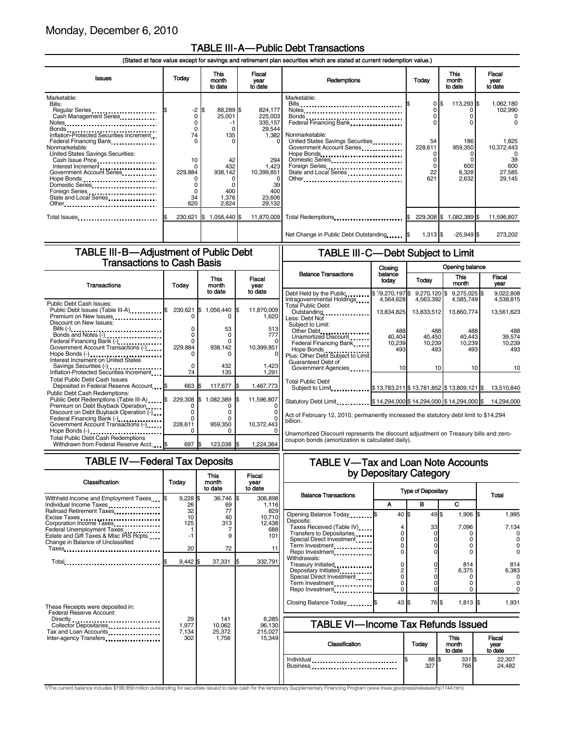Monday, December 6, 2010

## TABLE III-A—Public Debt Transactions

(Stated at face value except for savings and retirement plan securities which are stated at current redemption value.)

| Issues | Today | This month to date | Fiscal year to date |
|---|---|---|---|
| Marketable: | | | |
| Bills: | | | |
| Regular Series | $ -2 | $ 88,289 | $ 824,177 |
| Cash Management Series | 0 | 25,001 | 225,003 |
| Notes | 0 | -1 | 335,157 |
| Bonds | 0 | 0 | 29,544 |
| Inflation-Protected Securities Increment | 74 | 135 | 1,382 |
| Federal Financing Bank | 0 | 0 | 0 |
| Nonmarketable: | | | |
| United States Savings Securities: | | | |
| Cash Issue Price | 10 | 42 | 294 |
| Interest Increment | 0 | 432 | 1,423 |
| Government Account Series | 229,884 | 938,142 | 10,399,851 |
| Hope Bonds | 0 | 0 | 0 |
| Domestic Series | 0 | 0 | 39 |
| Foreign Series | 0 | 400 | 400 |
| State and Local Series | 34 | 1,376 | 23,606 |
| Other | 620 | 2,624 | 29,132 |
| Total Issues | $ 230,621 | $ 1,056,440 | $ 11,870,009 |

| Redemptions | Today | This month to date | Fiscal year to date |
|---|---|---|---|
| Marketable: | | | |
| Bills | $ 0 | $ 113,293 | $ 1,062,180 |
| Notes | 0 | 0 | 102,990 |
| Bonds | 0 | 0 | 0 |
| Federal Financing Bank | 0 | 0 | 0 |
| Nonmarketable: | | | |
| United States Savings Securities | 54 | 186 | 1,825 |
| Government Account Series | 228,611 | 959,350 | 10,372,443 |
| Hope Bonds | 0 | 0 | 0 |
| Domestic Series | 0 | 0 | 39 |
| Foreign Series | 0 | 600 | 600 |
| State and Local Series | 22 | 6,328 | 27,585 |
| Other | 621 | 2,632 | 29,145 |
| Total Redemptions | $ 229,308 | $ 1,082,389 | $ 11,596,807 |
| Net Change in Public Debt Outstanding | $ 1,313 | $ -25,949 | $ 273,202 |

## TABLE III-B—Adjustment of Public Debt Transactions to Cash Basis

| Transactions | Today | This month to date | Fiscal year to date |
|---|---|---|---|
| Public Debt Cash Issues: | | | |
| Public Debt Issues (Table III-A) | $ 230,621 | $ 1,056,440 | $ 11,870,009 |
| Premium on New Issues | 0 | 0 | 1,620 |
| Discount on New Issues: | | | |
| Bills (-) | 0 | 53 | 513 |
| Bonds and Notes (-) | 0 | 0 | 777 |
| Federal Financing Bank (-) | 0 | 0 | 0 |
| Government Account Transactions (-) | 229,884 | 938,142 | 10,399,851 |
| Hope Bonds (-) | 0 | 0 | 0 |
| Interest Increment on United States Savings Securities (-) | 0 | 432 | 1,423 |
| Inflation-Protected Securities Increment | 74 | 135 | 1,291 |
| Total Public Debt Cash Issues Deposited in Federal Reserve Account | $ 663 | $ 117,677 | $ 1,467,773 |
| Public Debt Cash Redemptions: | | | |
| Public Debt Redemptions (Table III-A) | $ 229,308 | $ 1,082,389 | $ 11,596,807 |
| Premium on Debt Buyback Operation | 0 | 0 | 0 |
| Discount on Debt Buyback Operation (-) | 0 | 0 | 0 |
| Federal Financing Bank (-) | 0 | 0 | 0 |
| Government Account Transactions (-) | 228,611 | 959,350 | 10,372,443 |
| Hope Bonds (-) | 0 | 0 | 0 |
| Total Public Debt Cash Redemptions Withdrawn from Federal Reserve Acct. | $ 697 | $ 123,038 | $ 1,224,364 |

## TABLE III-C—Debt Subject to Limit

| Balance Transactions | Closing balance today | Opening balance Today | Opening balance This month | Opening balance Fiscal year |
|---|---|---|---|---|
| Debt Held by the Public | $ [1]9,270,197 | $ 9,270,120 | $ 9,275,025 | $ 9,022,808 |
| Intragovernmental Holdings | 4,564,628 | 4,563,392 | 4,585,749 | 4,538,815 |
| Total Public Debt Outstanding | 13,834,825 | 13,833,512 | 13,860,774 | 13,561,623 |
| Less: Debt Not Subject to Limit: | | | | |
| Other Debt | 488 | 488 | 488 | 488 |
| Unamortized Discount | 40,404 | 40,450 | 40,443 | 39,574 |
| Federal Financing Bank | 10,239 | 10,239 | 10,239 | 10,239 |
| Hope Bonds | 493 | 493 | 493 | 493 |
| Plus: Other Debt Subject to Limit | | | | |
| Guaranteed Debt of Government Agencies | 10 | 10 | 10 | 10 |
| Total Public Debt Subject to Limit | $ 13,783,211 | $ 13,781,852 | $ 13,809,121 | $ 13,510,840 |
| Statutory Debt Limit | $ 14,294,000 | $ 14,294,000 | $ 14,294,000 | $ 14,294,000 |

Act of February 12, 2010, permanently increased the statutory debt limit to $14,294 billion.

Unamortized Discount represents the discount adjustment on Treasury bills and zero-coupon bonds (amortization is calculated daily).

## TABLE IV—Federal Tax Deposits

| Classification | Today | This month to date | Fiscal year to date |
|---|---|---|---|
| Withheld Income and Employment Taxes | $ 9,228 | $ 36,746 | $ 306,898 |
| Individual Income Taxes | 26 | 69 | 1,116 |
| Railroad Retirement Taxes | 32 | 77 | 829 |
| Excise Taxes | 10 | 40 | 10,710 |
| Corporation Income Taxes | 125 | 313 | 12,438 |
| Federal Unemployment Taxes | 1 | 7 | 688 |
| Estate and Gift Taxes & Misc IRS Rcpts. | -1 | 9 | 101 |
| Change in Balance of Unclassified Taxes | 20 | 72 | 11 |
| Total | $ 9,442 | $ 37,331 | $ 332,791 |
| These Receipts were deposited in: | | | |
| Federal Reserve Account: | | | |
| Directly | 29 | 141 | 6,285 |
| Collector Depositaries | 1,977 | 10,062 | 96,130 |
| Tax and Loan Accounts | 7,134 | 25,372 | 215,027 |
| Inter-agency Transfers | 302 | 1,756 | 15,349 |

## TABLE V—Tax and Loan Note Accounts by Depositary Category

| Balance Transactions | Type of Depositary A | B | C | Total |
|---|---|---|---|---|
| Opening Balance Today | $ 40 | $ 49 | $ 1,906 | $ 1,995 |
| Deposits: | | | | |
| Taxes Received (Table IV) | 4 | 33 | 7,096 | 7,134 |
| Transfers to Depositaries | 0 | 0 | 0 | 0 |
| Special Direct Investment | 0 | 0 | 0 | 0 |
| Term Investment | 0 | 0 | 0 | 0 |
| Repo Investment | 0 | 0 | 0 | 0 |
| Withdrawals: | | | | |
| Treasury Initiated | 0 | 0 | 814 | 814 |
| Depositary Initiated | 2 | 7 | 6,375 | 6,383 |
| Special Direct Investment | 0 | 0 | 0 | 0 |
| Term Investment | 0 | 0 | 0 | 0 |
| Repo Investment | 0 | 0 | 0 | 0 |
| Closing Balance Today | $ 43 | $ 76 | $ 1,813 | $ 1,931 |

## TABLE VI—Income Tax Refunds Issued

| Classification | Today | This month to date | Fiscal year to date |
|---|---|---|---|
| Individual | $ 88 | $ 331 | $ 22,307 |
| Business | 327 | 766 | 24,482 |

1/The current balance includes $199,959 million outstanding for securities issued to raise cash for the temporary Supplementary Financing Program (www.treas.gov/press/releases/hp1144.htm).